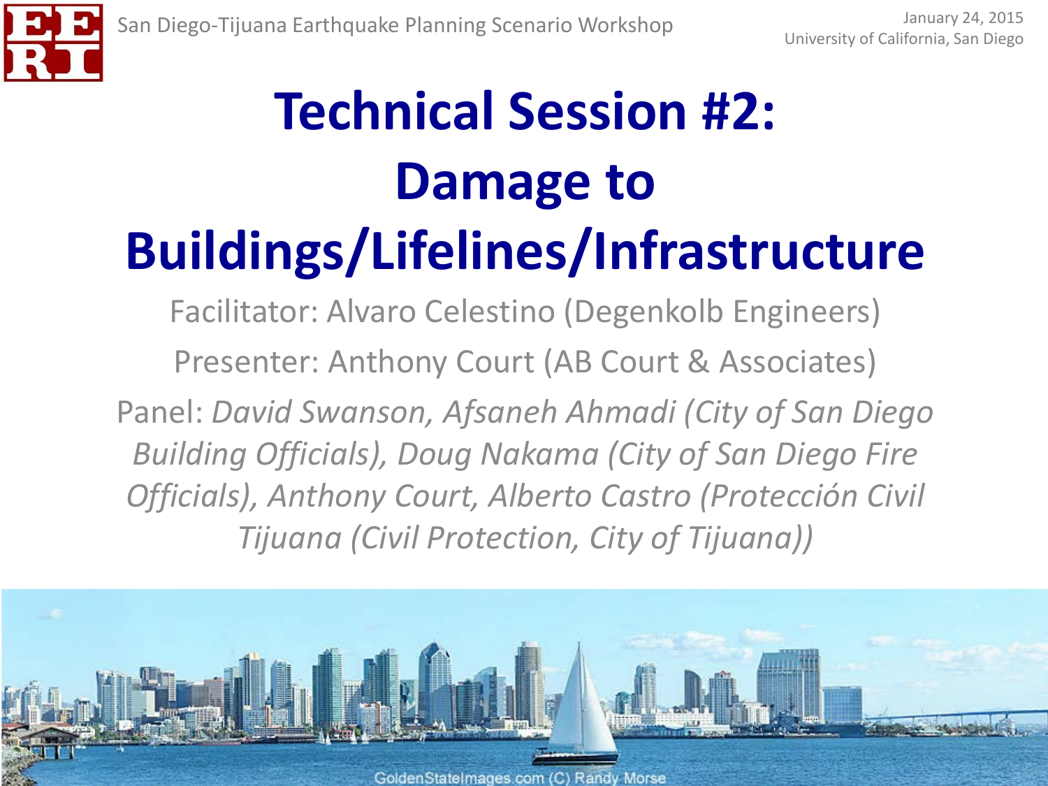San Diego-Tijuana Earthquake Planning Scenario Workshop

January 24, 2015
University of California, San Diego

# Technical Session #2: Damage to Buildings/Lifelines/Infrastructure

Facilitator: Alvaro Celestino (Degenkolb Engineers)

Presenter: Anthony Court (AB Court & Associates)

Panel: *David Swanson, Afsaneh Ahmadi (City of San Diego Building Officials), Doug Nakama (City of San Diego Fire Officials), Anthony Court, Alberto Castro (Protección Civil Tijuana (Civil Protection, City of Tijuana))*

GoldenStateImages.com (C) Randy Morse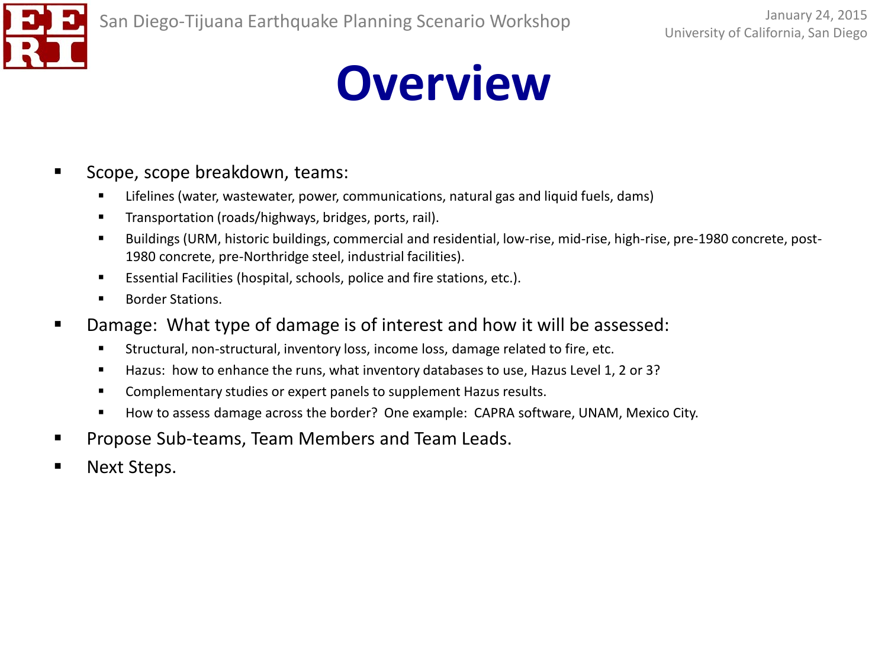# Overview

- Scope, scope breakdown, teams:
  - Lifelines (water, wastewater, power, communications, natural gas and liquid fuels, dams)
  - Transportation (roads/highways, bridges, ports, rail).
  - Buildings (URM, historic buildings, commercial and residential, low-rise, mid-rise, high-rise, pre-1980 concrete, post-1980 concrete, pre-Northridge steel, industrial facilities).
  - Essential Facilities (hospital, schools, police and fire stations, etc.).
  - Border Stations.
- Damage: What type of damage is of interest and how it will be assessed:
  - Structural, non-structural, inventory loss, income loss, damage related to fire, etc.
  - Hazus: how to enhance the runs, what inventory databases to use, Hazus Level 1, 2 or 3?
  - Complementary studies or expert panels to supplement Hazus results.
  - How to assess damage across the border? One example: CAPRA software, UNAM, Mexico City.
- Propose Sub-teams, Team Members and Team Leads.
- Next Steps.